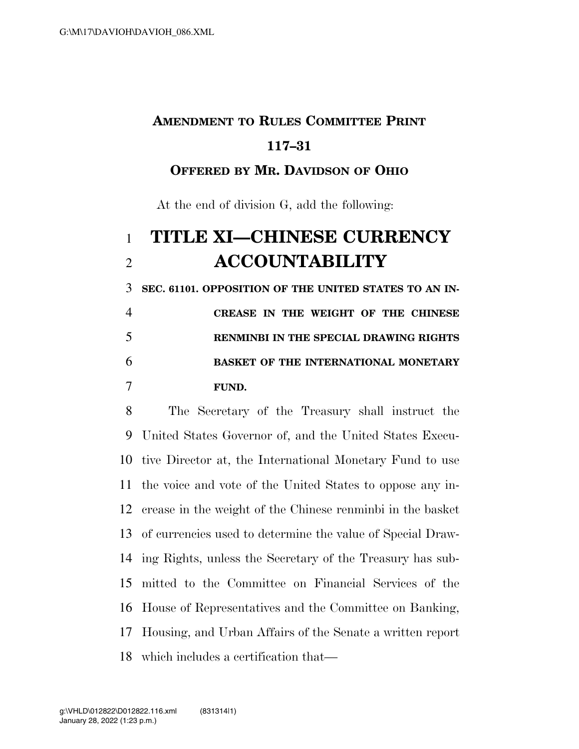**AMENDMENT TO RULES COMMITTEE PRINT 117–31**

**OFFERED BY MR. DAVIDSON OF OHIO**

At the end of division G, add the following:

# TITLE XI—CHINESE CURRENCY ACCOUNTABILITY

**SEC. 61101. OPPOSITION OF THE UNITED STATES TO AN INCREASE IN THE WEIGHT OF THE CHINESE RENMINBI IN THE SPECIAL DRAWING RIGHTS BASKET OF THE INTERNATIONAL MONETARY FUND.**

The Secretary of the Treasury shall instruct the United States Governor of, and the United States Executive Director at, the International Monetary Fund to use the voice and vote of the United States to oppose any increase in the weight of the Chinese renminbi in the basket of currencies used to determine the value of Special Drawing Rights, unless the Secretary of the Treasury has submitted to the Committee on Financial Services of the House of Representatives and the Committee on Banking, Housing, and Urban Affairs of the Senate a written report which includes a certification that—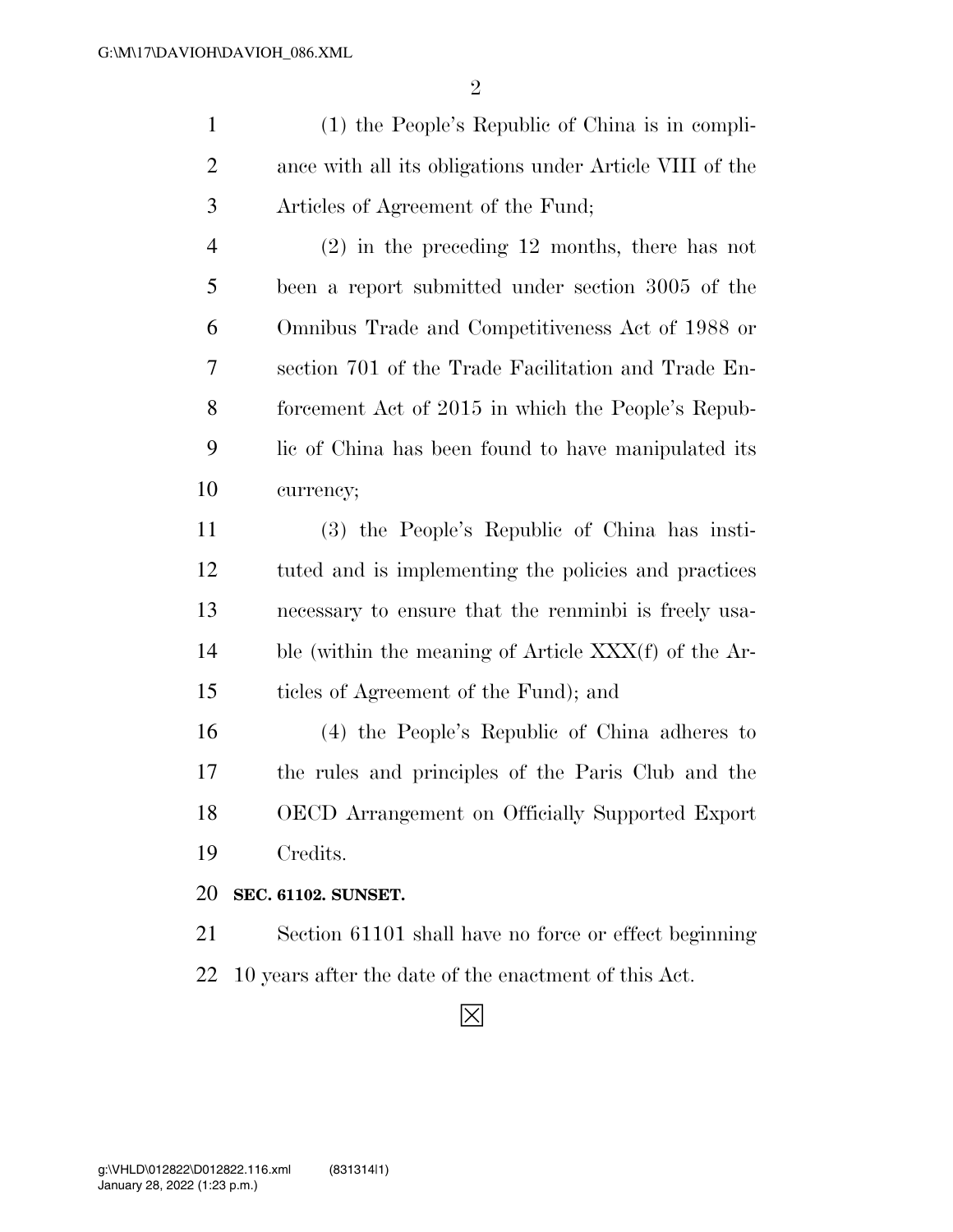(1) the People's Republic of China is in compliance with all its obligations under Article VIII of the Articles of Agreement of the Fund;

(2) in the preceding 12 months, there has not been a report submitted under section 3005 of the Omnibus Trade and Competitiveness Act of 1988 or section 701 of the Trade Facilitation and Trade Enforcement Act of 2015 in which the People's Republic of China has been found to have manipulated its currency;

(3) the People's Republic of China has instituted and is implementing the policies and practices necessary to ensure that the renminbi is freely usable (within the meaning of Article XXX(f) of the Articles of Agreement of the Fund); and

(4) the People's Republic of China adheres to the rules and principles of the Paris Club and the OECD Arrangement on Officially Supported Export Credits.

**SEC. 61102. SUNSET.**

Section 61101 shall have no force or effect beginning 10 years after the date of the enactment of this Act.